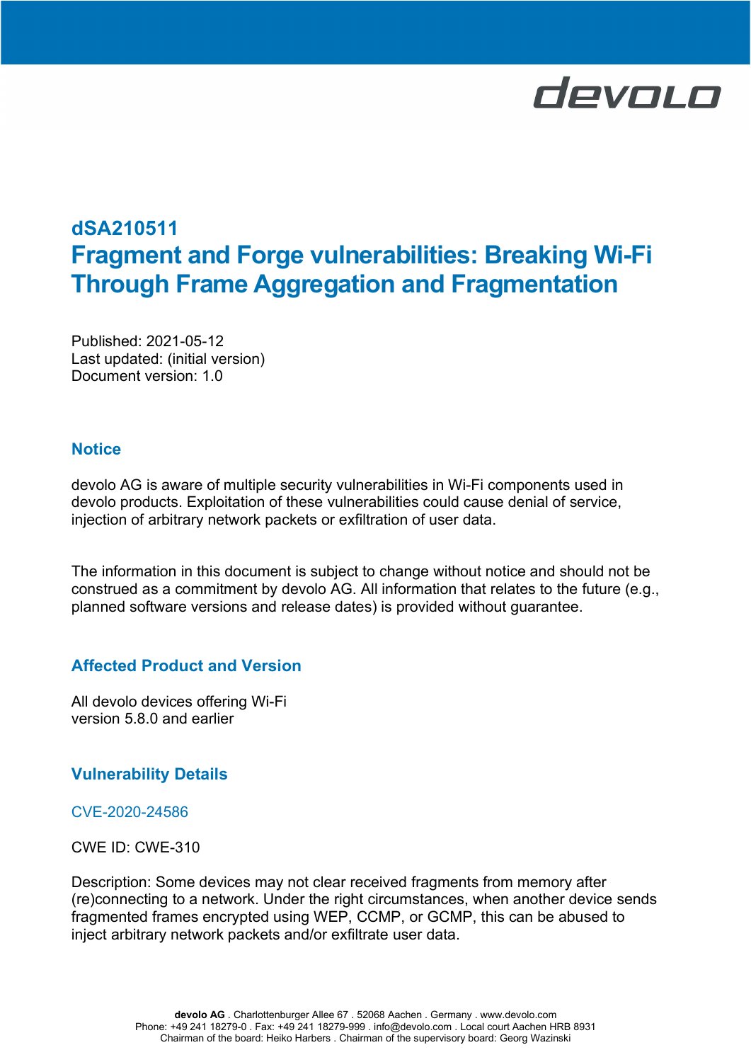# dSA210511

# Fragment and Forge vulnerabilities: Breaking Wi-Fi Through Frame Aggregation and Fragmentation

Published: 2021-05-12
Last updated: (initial version)
Document version: 1.0

## Notice

devolo AG is aware of multiple security vulnerabilities in Wi-Fi components used in devolo products. Exploitation of these vulnerabilities could cause denial of service, injection of arbitrary network packets or exfiltration of user data.

The information in this document is subject to change without notice and should not be construed as a commitment by devolo AG. All information that relates to the future (e.g., planned software versions and release dates) is provided without guarantee.

## Affected Product and Version

All devolo devices offering Wi-Fi
version 5.8.0 and earlier

## Vulnerability Details

### CVE-2020-24586

CWE ID: CWE-310

Description: Some devices may not clear received fragments from memory after (re)connecting to a network. Under the right circumstances, when another device sends fragmented frames encrypted using WEP, CCMP, or GCMP, this can be abused to inject arbitrary network packets and/or exfiltrate user data.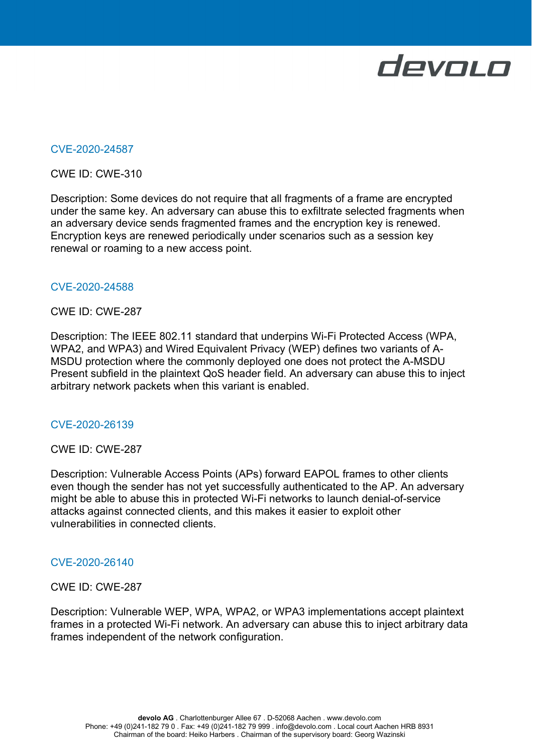## CVE-2020-24587

CWE ID: CWE-310

Description: Some devices do not require that all fragments of a frame are encrypted under the same key. An adversary can abuse this to exfiltrate selected fragments when an adversary device sends fragmented frames and the encryption key is renewed. Encryption keys are renewed periodically under scenarios such as a session key renewal or roaming to a new access point.

## CVE-2020-24588

CWE ID: CWE-287

Description: The IEEE 802.11 standard that underpins Wi-Fi Protected Access (WPA, WPA2, and WPA3) and Wired Equivalent Privacy (WEP) defines two variants of A-MSDU protection where the commonly deployed one does not protect the A-MSDU Present subfield in the plaintext QoS header field. An adversary can abuse this to inject arbitrary network packets when this variant is enabled.

## CVE-2020-26139

CWE ID: CWE-287

Description: Vulnerable Access Points (APs) forward EAPOL frames to other clients even though the sender has not yet successfully authenticated to the AP. An adversary might be able to abuse this in protected Wi-Fi networks to launch denial-of-service attacks against connected clients, and this makes it easier to exploit other vulnerabilities in connected clients.

## CVE-2020-26140

CWE ID: CWE-287

Description: Vulnerable WEP, WPA, WPA2, or WPA3 implementations accept plaintext frames in a protected Wi-Fi network. An adversary can abuse this to inject arbitrary data frames independent of the network configuration.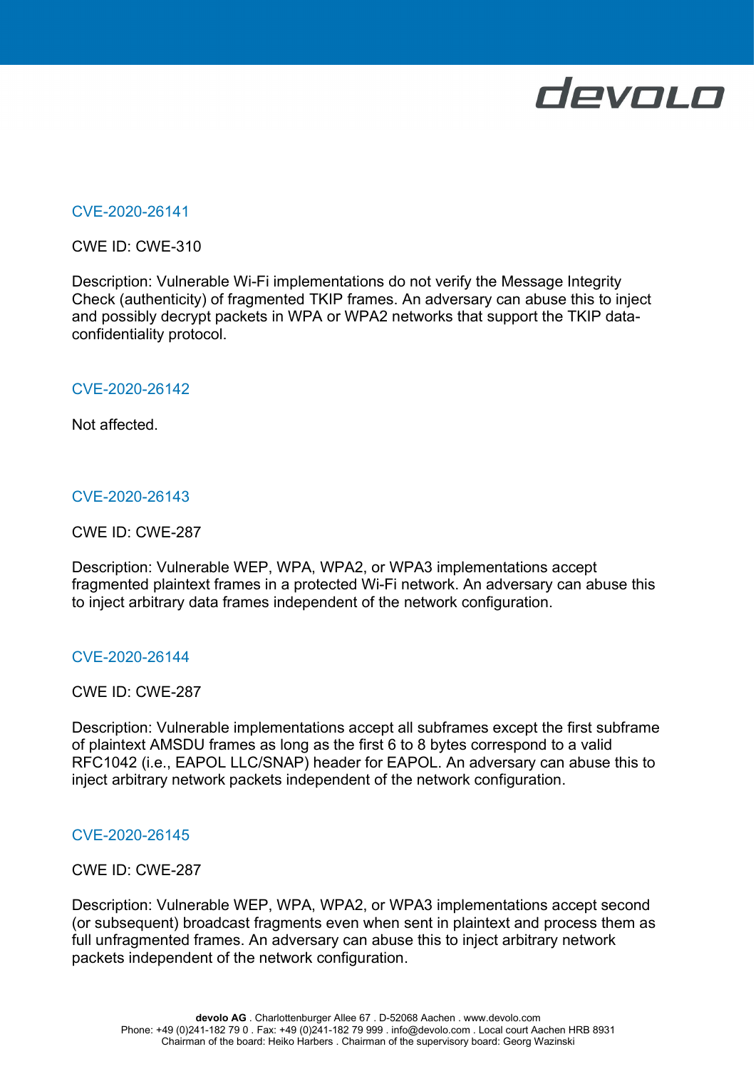## CVE-2020-26141

CWE ID: CWE-310

Description: Vulnerable Wi-Fi implementations do not verify the Message Integrity Check (authenticity) of fragmented TKIP frames. An adversary can abuse this to inject and possibly decrypt packets in WPA or WPA2 networks that support the TKIP data-confidentiality protocol.

## CVE-2020-26142

Not affected.

## CVE-2020-26143

CWE ID: CWE-287

Description: Vulnerable WEP, WPA, WPA2, or WPA3 implementations accept fragmented plaintext frames in a protected Wi-Fi network. An adversary can abuse this to inject arbitrary data frames independent of the network configuration.

## CVE-2020-26144

CWE ID: CWE-287

Description: Vulnerable implementations accept all subframes except the first subframe of plaintext AMSDU frames as long as the first 6 to 8 bytes correspond to a valid RFC1042 (i.e., EAPOL LLC/SNAP) header for EAPOL. An adversary can abuse this to inject arbitrary network packets independent of the network configuration.

## CVE-2020-26145

CWE ID: CWE-287

Description: Vulnerable WEP, WPA, WPA2, or WPA3 implementations accept second (or subsequent) broadcast fragments even when sent in plaintext and process them as full unfragmented frames. An adversary can abuse this to inject arbitrary network packets independent of the network configuration.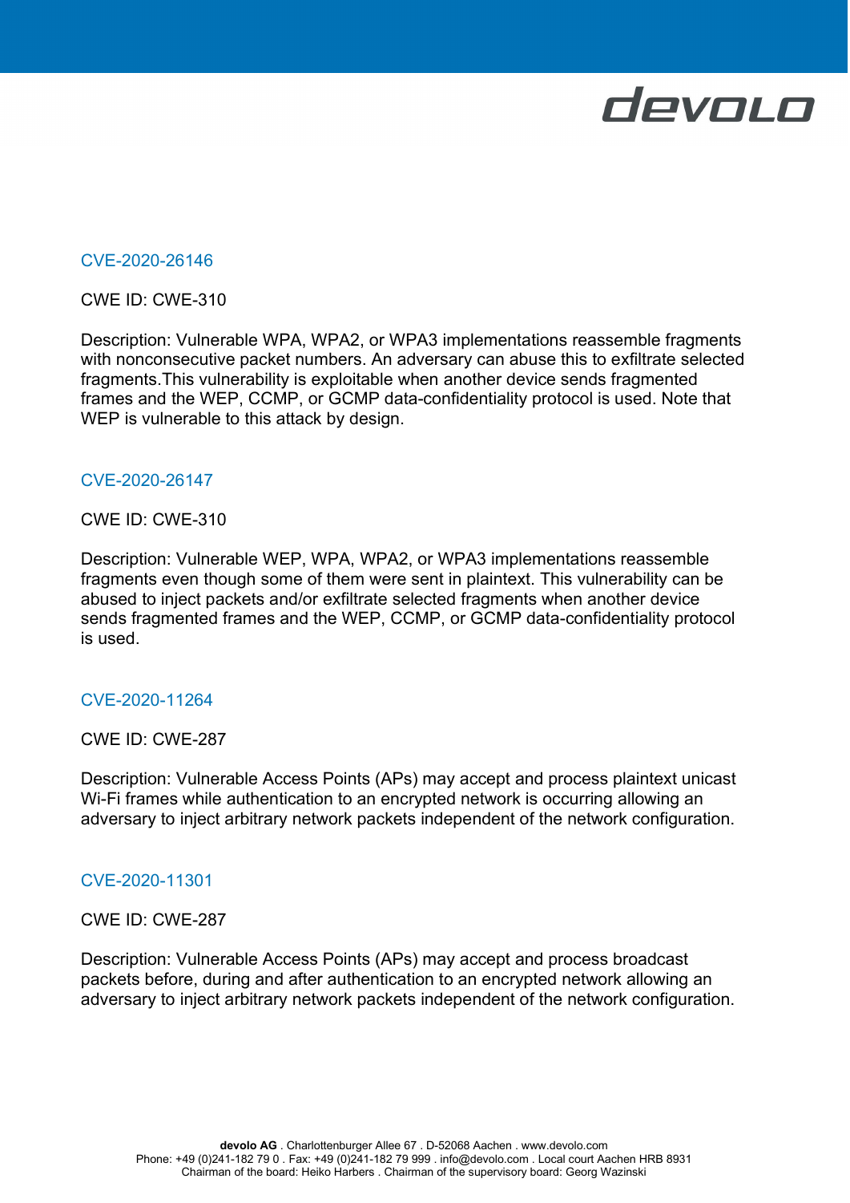## CVE-2020-26146

CWE ID: CWE-310

Description: Vulnerable WPA, WPA2, or WPA3 implementations reassemble fragments with nonconsecutive packet numbers. An adversary can abuse this to exfiltrate selected fragments.This vulnerability is exploitable when another device sends fragmented frames and the WEP, CCMP, or GCMP data-confidentiality protocol is used. Note that WEP is vulnerable to this attack by design.

## CVE-2020-26147

CWE ID: CWE-310

Description: Vulnerable WEP, WPA, WPA2, or WPA3 implementations reassemble fragments even though some of them were sent in plaintext. This vulnerability can be abused to inject packets and/or exfiltrate selected fragments when another device sends fragmented frames and the WEP, CCMP, or GCMP data-confidentiality protocol is used.

## CVE-2020-11264

CWE ID: CWE-287

Description: Vulnerable Access Points (APs) may accept and process plaintext unicast Wi-Fi frames while authentication to an encrypted network is occurring allowing an adversary to inject arbitrary network packets independent of the network configuration.

## CVE-2020-11301

CWE ID: CWE-287

Description: Vulnerable Access Points (APs) may accept and process broadcast packets before, during and after authentication to an encrypted network allowing an adversary to inject arbitrary network packets independent of the network configuration.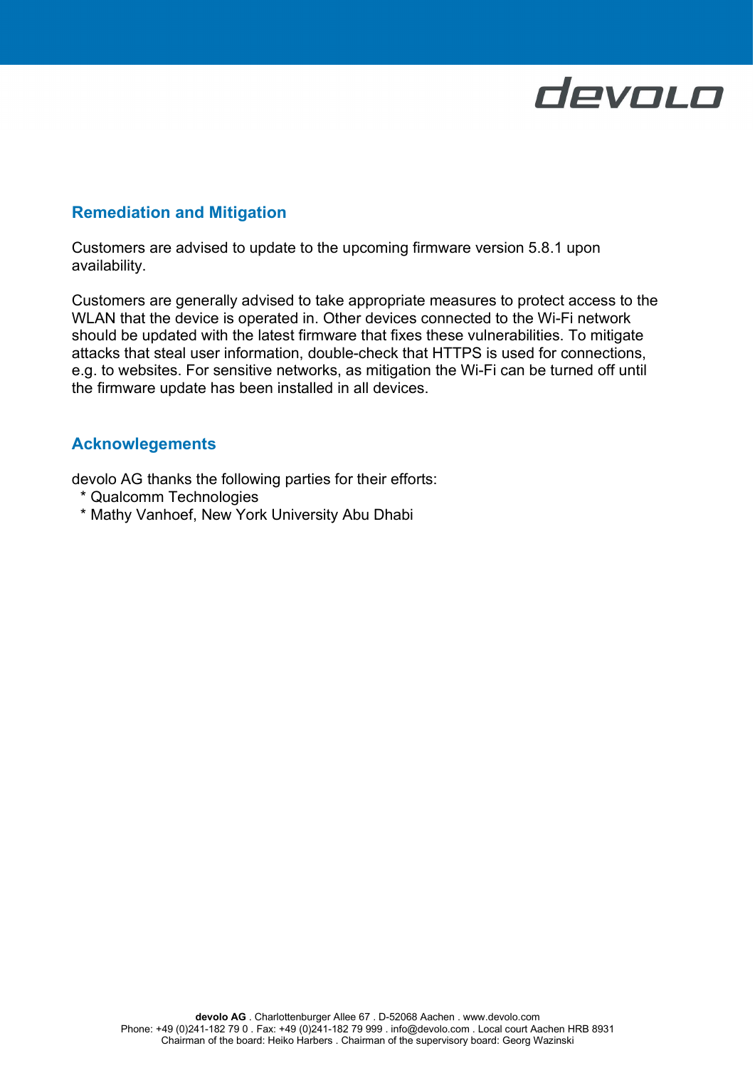## Remediation and Mitigation

Customers are advised to update to the upcoming firmware version 5.8.1 upon availability.

Customers are generally advised to take appropriate measures to protect access to the WLAN that the device is operated in. Other devices connected to the Wi-Fi network should be updated with the latest firmware that fixes these vulnerabilities. To mitigate attacks that steal user information, double-check that HTTPS is used for connections, e.g. to websites. For sensitive networks, as mitigation the Wi-Fi can be turned off until the firmware update has been installed in all devices.

## Acknowlegements

devolo AG thanks the following parties for their efforts:

* Qualcomm Technologies
* Mathy Vanhoef, New York University Abu Dhabi